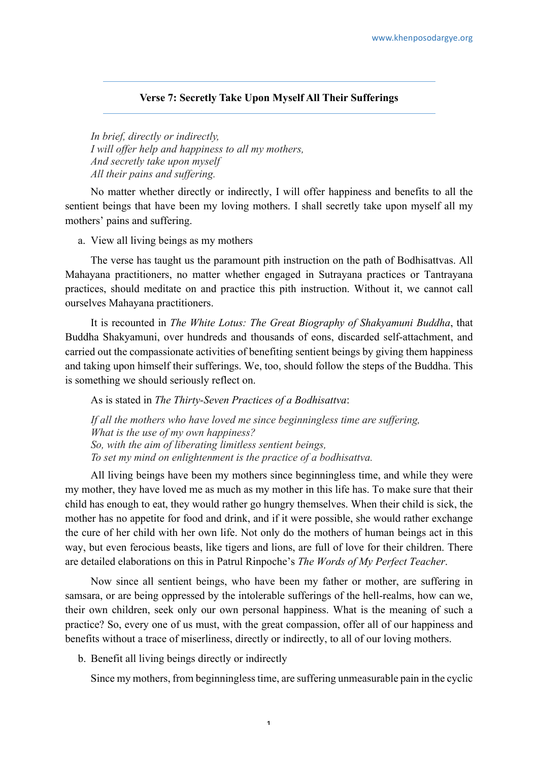## Verse 7: Secretly Take Upon Myself All Their Sufferings

*In brief, directly or indirectly,*
*I will offer help and happiness to all my mothers,*
*And secretly take upon myself*
*All their pains and suffering.*

No matter whether directly or indirectly, I will offer happiness and benefits to all the sentient beings that have been my loving mothers. I shall secretly take upon myself all my mothers' pains and suffering.

a. View all living beings as my mothers

The verse has taught us the paramount pith instruction on the path of Bodhisattvas. All Mahayana practitioners, no matter whether engaged in Sutrayana practices or Tantrayana practices, should meditate on and practice this pith instruction. Without it, we cannot call ourselves Mahayana practitioners.

It is recounted in *The White Lotus: The Great Biography of Shakyamuni Buddha*, that Buddha Shakyamuni, over hundreds and thousands of eons, discarded self-attachment, and carried out the compassionate activities of benefiting sentient beings by giving them happiness and taking upon himself their sufferings. We, too, should follow the steps of the Buddha. This is something we should seriously reflect on.

As is stated in *The Thirty-Seven Practices of a Bodhisattva*:

*If all the mothers who have loved me since beginningless time are suffering,*
*What is the use of my own happiness?*
*So, with the aim of liberating limitless sentient beings,*
*To set my mind on enlightenment is the practice of a bodhisattva.*

All living beings have been my mothers since beginningless time, and while they were my mother, they have loved me as much as my mother in this life has. To make sure that their child has enough to eat, they would rather go hungry themselves. When their child is sick, the mother has no appetite for food and drink, and if it were possible, she would rather exchange the cure of her child with her own life. Not only do the mothers of human beings act in this way, but even ferocious beasts, like tigers and lions, are full of love for their children. There are detailed elaborations on this in Patrul Rinpoche's *The Words of My Perfect Teacher*.

Now since all sentient beings, who have been my father or mother, are suffering in samsara, or are being oppressed by the intolerable sufferings of the hell-realms, how can we, their own children, seek only our own personal happiness. What is the meaning of such a practice? So, every one of us must, with the great compassion, offer all of our happiness and benefits without a trace of miserliness, directly or indirectly, to all of our loving mothers.

b. Benefit all living beings directly or indirectly

Since my mothers, from beginningless time, are suffering unmeasurable pain in the cyclic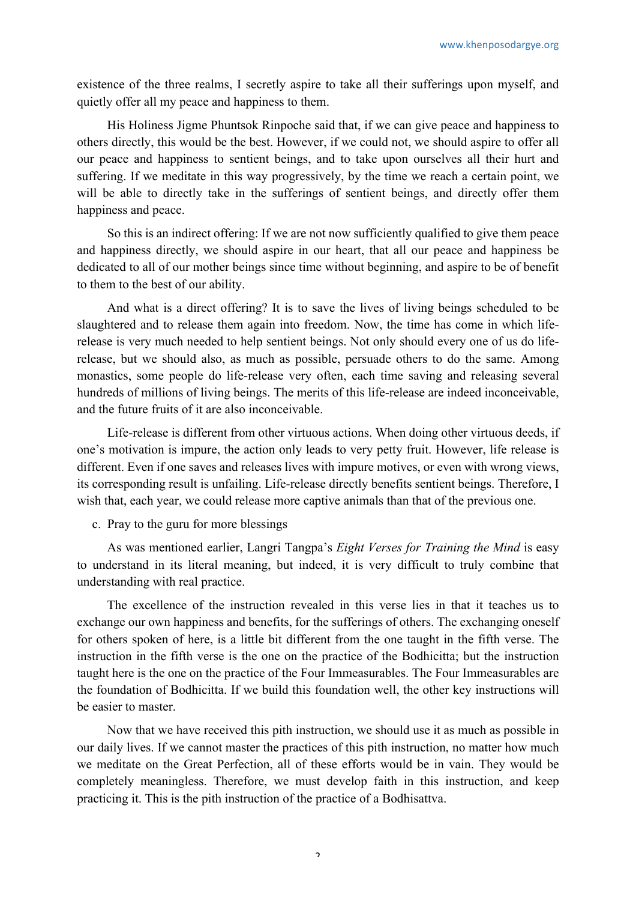existence of the three realms, I secretly aspire to take all their sufferings upon myself, and quietly offer all my peace and happiness to them.

His Holiness Jigme Phuntsok Rinpoche said that, if we can give peace and happiness to others directly, this would be the best. However, if we could not, we should aspire to offer all our peace and happiness to sentient beings, and to take upon ourselves all their hurt and suffering. If we meditate in this way progressively, by the time we reach a certain point, we will be able to directly take in the sufferings of sentient beings, and directly offer them happiness and peace.

So this is an indirect offering: If we are not now sufficiently qualified to give them peace and happiness directly, we should aspire in our heart, that all our peace and happiness be dedicated to all of our mother beings since time without beginning, and aspire to be of benefit to them to the best of our ability.

And what is a direct offering? It is to save the lives of living beings scheduled to be slaughtered and to release them again into freedom. Now, the time has come in which life-release is very much needed to help sentient beings. Not only should every one of us do life-release, but we should also, as much as possible, persuade others to do the same. Among monastics, some people do life-release very often, each time saving and releasing several hundreds of millions of living beings. The merits of this life-release are indeed inconceivable, and the future fruits of it are also inconceivable.

Life-release is different from other virtuous actions. When doing other virtuous deeds, if one's motivation is impure, the action only leads to very petty fruit. However, life release is different. Even if one saves and releases lives with impure motives, or even with wrong views, its corresponding result is unfailing. Life-release directly benefits sentient beings. Therefore, I wish that, each year, we could release more captive animals than that of the previous one.

c. Pray to the guru for more blessings

As was mentioned earlier, Langri Tangpa's *Eight Verses for Training the Mind* is easy to understand in its literal meaning, but indeed, it is very difficult to truly combine that understanding with real practice.

The excellence of the instruction revealed in this verse lies in that it teaches us to exchange our own happiness and benefits, for the sufferings of others. The exchanging oneself for others spoken of here, is a little bit different from the one taught in the fifth verse. The instruction in the fifth verse is the one on the practice of the Bodhicitta; but the instruction taught here is the one on the practice of the Four Immeasurables. The Four Immeasurables are the foundation of Bodhicitta. If we build this foundation well, the other key instructions will be easier to master.

Now that we have received this pith instruction, we should use it as much as possible in our daily lives. If we cannot master the practices of this pith instruction, no matter how much we meditate on the Great Perfection, all of these efforts would be in vain. They would be completely meaningless. Therefore, we must develop faith in this instruction, and keep practicing it. This is the pith instruction of the practice of a Bodhisattva.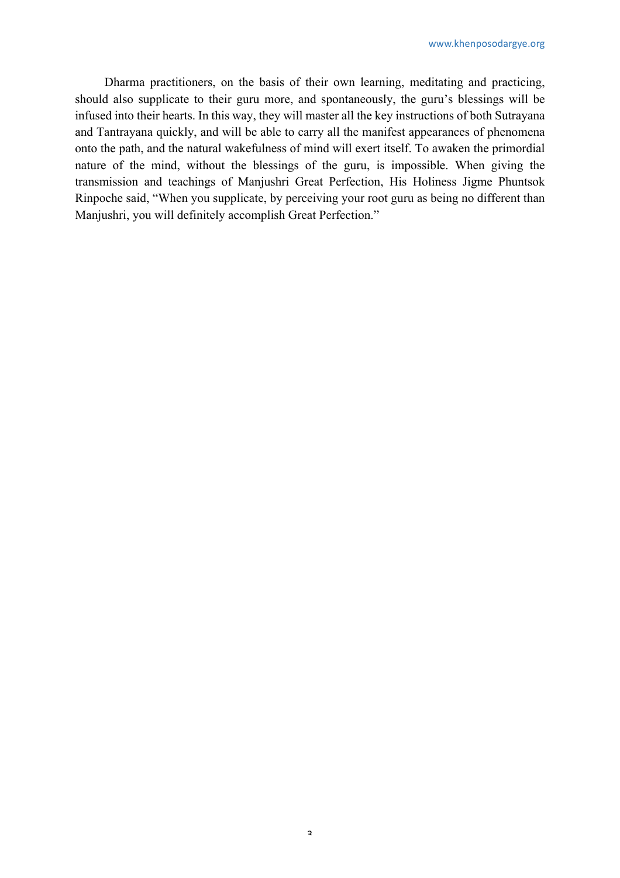Dharma practitioners, on the basis of their own learning, meditating and practicing, should also supplicate to their guru more, and spontaneously, the guru's blessings will be infused into their hearts. In this way, they will master all the key instructions of both Sutrayana and Tantrayana quickly, and will be able to carry all the manifest appearances of phenomena onto the path, and the natural wakefulness of mind will exert itself. To awaken the primordial nature of the mind, without the blessings of the guru, is impossible. When giving the transmission and teachings of Manjushri Great Perfection, His Holiness Jigme Phuntsok Rinpoche said, "When you supplicate, by perceiving your root guru as being no different than Manjushri, you will definitely accomplish Great Perfection."